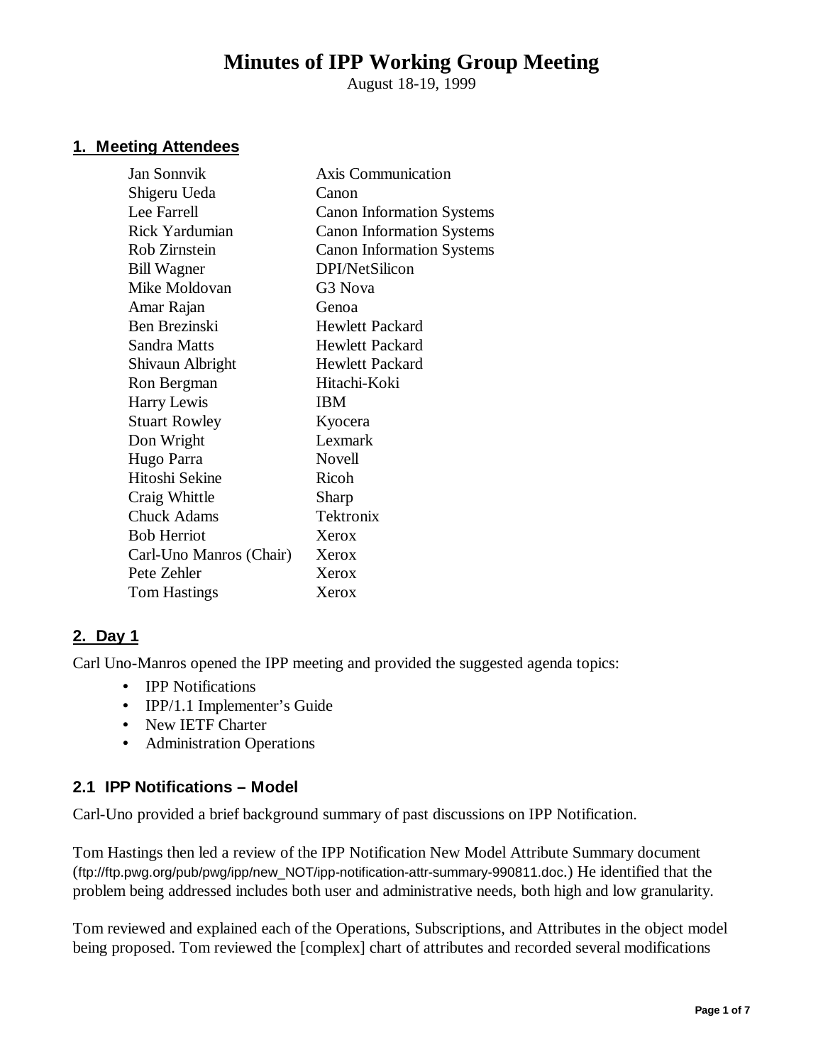# Minutes of IPP Working Group Meeting

August 18-19, 1999

## 1. Meeting Attendees

| Name | Company |
| --- | --- |
| Jan Sonnvik | Axis Communication |
| Shigeru Ueda | Canon |
| Lee Farrell | Canon Information Systems |
| Rick Yardumian | Canon Information Systems |
| Rob Zirnstein | Canon Information Systems |
| Bill Wagner | DPI/NetSilicon |
| Mike Moldovan | G3 Nova |
| Amar Rajan | Genoa |
| Ben Brezinski | Hewlett Packard |
| Sandra Matts | Hewlett Packard |
| Shivaun Albright | Hewlett Packard |
| Ron Bergman | Hitachi-Koki |
| Harry Lewis | IBM |
| Stuart Rowley | Kyocera |
| Don Wright | Lexmark |
| Hugo Parra | Novell |
| Hitoshi Sekine | Ricoh |
| Craig Whittle | Sharp |
| Chuck Adams | Tektronix |
| Bob Herriot | Xerox |
| Carl-Uno Manros (Chair) | Xerox |
| Pete Zehler | Xerox |
| Tom Hastings | Xerox |

## 2. Day 1

Carl Uno-Manros opened the IPP meeting and provided the suggested agenda topics:

- IPP Notifications
- IPP/1.1 Implementer's Guide
- New IETF Charter
- Administration Operations

### 2.1 IPP Notifications – Model

Carl-Uno provided a brief background summary of past discussions on IPP Notification.

Tom Hastings then led a review of the IPP Notification New Model Attribute Summary document (ftp://ftp.pwg.org/pub/pwg/ipp/new_NOT/ipp-notification-attr-summary-990811.doc.) He identified that the problem being addressed includes both user and administrative needs, both high and low granularity.

Tom reviewed and explained each of the Operations, Subscriptions, and Attributes in the object model being proposed. Tom reviewed the [complex] chart of attributes and recorded several modifications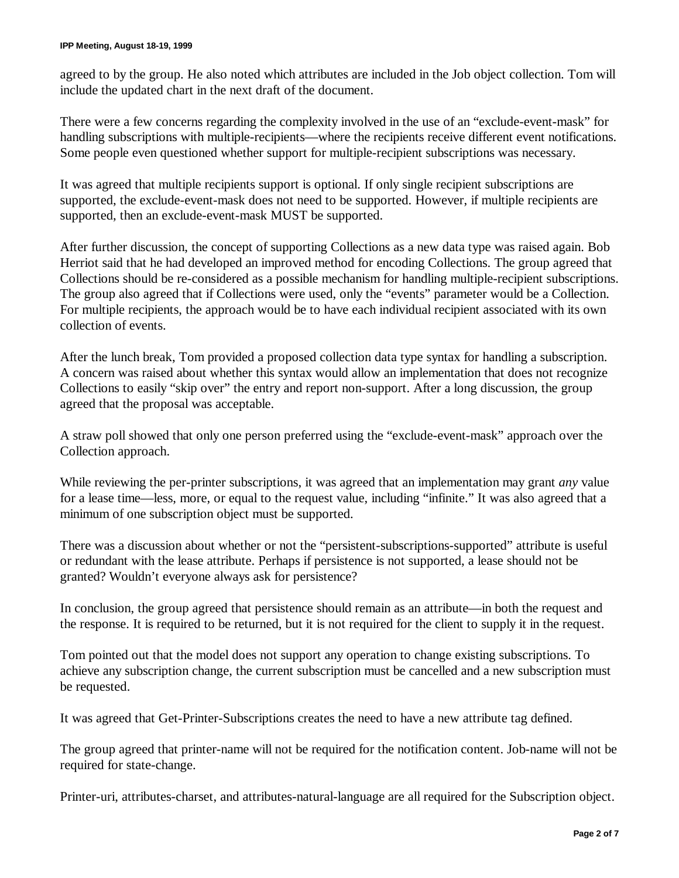agreed to by the group. He also noted which attributes are included in the Job object collection. Tom will include the updated chart in the next draft of the document.

There were a few concerns regarding the complexity involved in the use of an “exclude-event-mask” for handling subscriptions with multiple-recipients—where the recipients receive different event notifications. Some people even questioned whether support for multiple-recipient subscriptions was necessary.

It was agreed that multiple recipients support is optional. If only single recipient subscriptions are supported, the exclude-event-mask does not need to be supported. However, if multiple recipients are supported, then an exclude-event-mask MUST be supported.

After further discussion, the concept of supporting Collections as a new data type was raised again. Bob Herriot said that he had developed an improved method for encoding Collections. The group agreed that Collections should be re-considered as a possible mechanism for handling multiple-recipient subscriptions. The group also agreed that if Collections were used, only the “events” parameter would be a Collection. For multiple recipients, the approach would be to have each individual recipient associated with its own collection of events.

After the lunch break, Tom provided a proposed collection data type syntax for handling a subscription. A concern was raised about whether this syntax would allow an implementation that does not recognize Collections to easily “skip over” the entry and report non-support. After a long discussion, the group agreed that the proposal was acceptable.

A straw poll showed that only one person preferred using the “exclude-event-mask” approach over the Collection approach.

While reviewing the per-printer subscriptions, it was agreed that an implementation may grant *any* value for a lease time—less, more, or equal to the request value, including “infinite.” It was also agreed that a minimum of one subscription object must be supported.

There was a discussion about whether or not the “persistent-subscriptions-supported” attribute is useful or redundant with the lease attribute. Perhaps if persistence is not supported, a lease should not be granted? Wouldn’t everyone always ask for persistence?

In conclusion, the group agreed that persistence should remain as an attribute—in both the request and the response. It is required to be returned, but it is not required for the client to supply it in the request.

Tom pointed out that the model does not support any operation to change existing subscriptions. To achieve any subscription change, the current subscription must be cancelled and a new subscription must be requested.

It was agreed that Get-Printer-Subscriptions creates the need to have a new attribute tag defined.

The group agreed that printer-name will not be required for the notification content. Job-name will not be required for state-change.

Printer-uri, attributes-charset, and attributes-natural-language are all required for the Subscription object.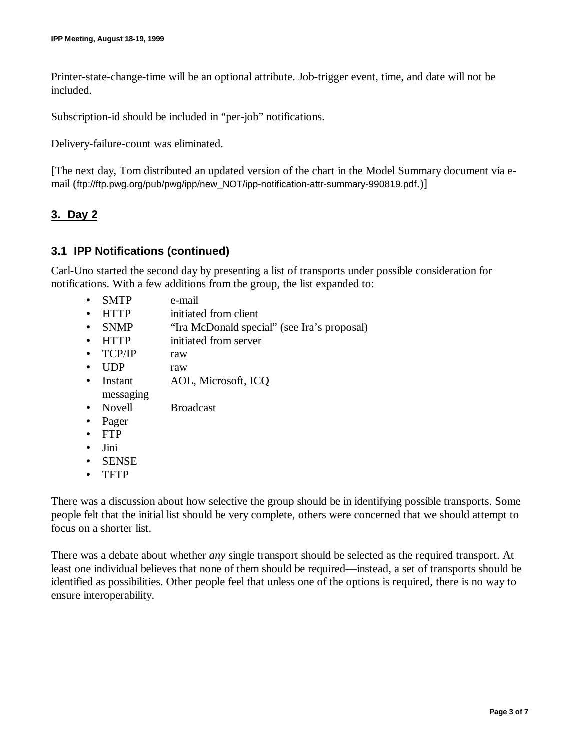Printer-state-change-time will be an optional attribute. Job-trigger event, time, and date will not be included.

Subscription-id should be included in "per-job" notifications.

Delivery-failure-count was eliminated.

[The next day, Tom distributed an updated version of the chart in the Model Summary document via e-mail (ftp://ftp.pwg.org/pub/pwg/ipp/new_NOT/ipp-notification-attr-summary-990819.pdf.)]

## 3. Day 2

### 3.1 IPP Notifications (continued)

Carl-Uno started the second day by presenting a list of transports under possible consideration for notifications. With a few additions from the group, the list expanded to:

- SMTP e-mail
- HTTP initiated from client
- SNMP "Ira McDonald special" (see Ira's proposal)
- HTTP initiated from server
- TCP/IP raw
- UDP raw
- Instant messaging AOL, Microsoft, ICQ
- Novell Broadcast
- Pager
- FTP
- Jini
- SENSE
- TFTP

There was a discussion about how selective the group should be in identifying possible transports. Some people felt that the initial list should be very complete, others were concerned that we should attempt to focus on a shorter list.

There was a debate about whether *any* single transport should be selected as the required transport. At least one individual believes that none of them should be required—instead, a set of transports should be identified as possibilities. Other people feel that unless one of the options is required, there is no way to ensure interoperability.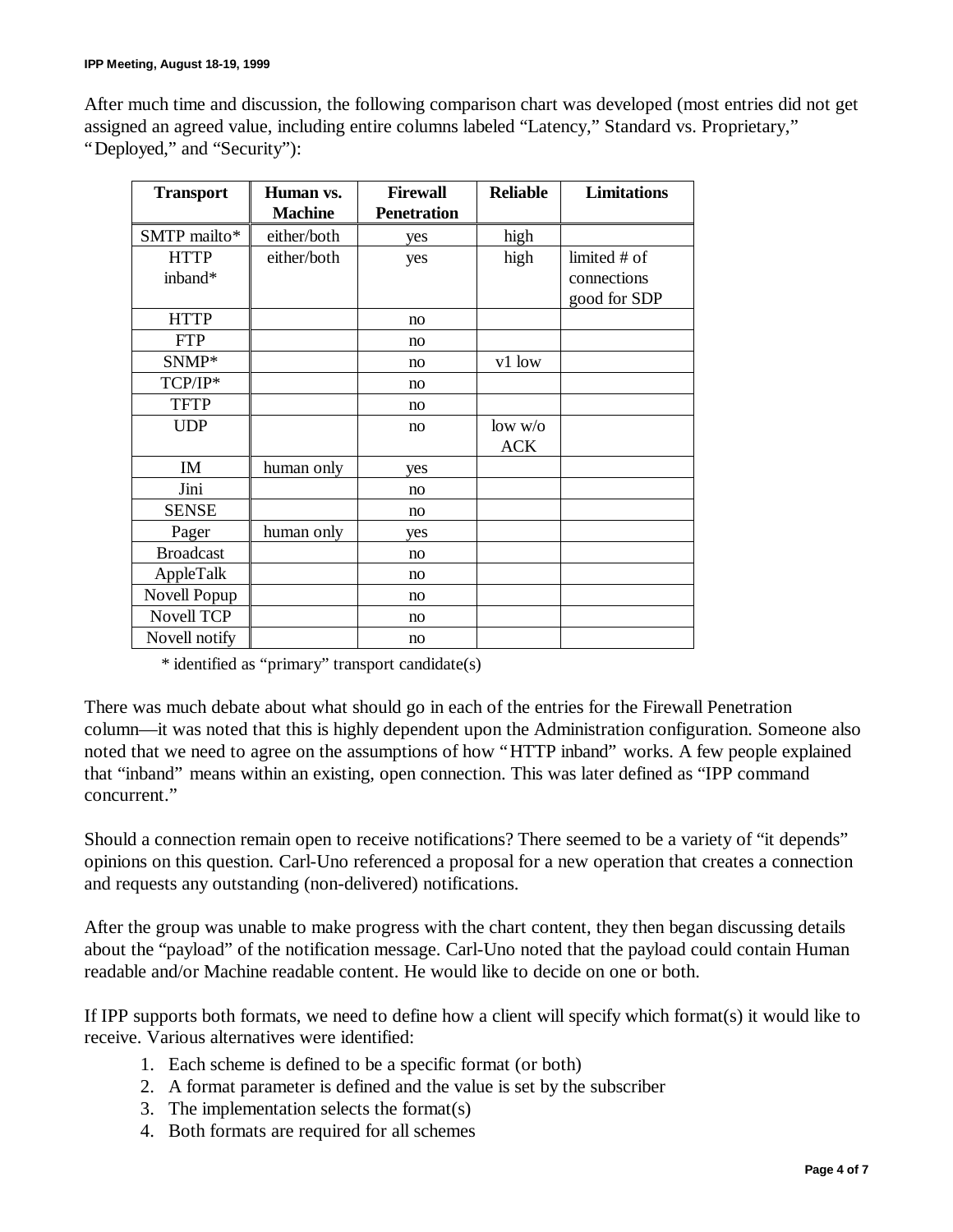After much time and discussion, the following comparison chart was developed (most entries did not get assigned an agreed value, including entire columns labeled "Latency," Standard vs. Proprietary," "Deployed," and "Security"):

| Transport | Human vs. Machine | Firewall Penetration | Reliable | Limitations |
|---|---|---|---|---|
| SMTP mailto* | either/both | yes | high | |
| HTTP inband* | either/both | yes | high | limited # of connections good for SDP |
| HTTP | | no | | |
| FTP | | no | | |
| SNMP* | | no | v1 low | |
| TCP/IP* | | no | | |
| TFTP | | no | | |
| UDP | | no | low w/o ACK | |
| IM | human only | yes | | |
| Jini | | no | | |
| SENSE | | no | | |
| Pager | human only | yes | | |
| Broadcast | | no | | |
| AppleTalk | | no | | |
| Novell Popup | | no | | |
| Novell TCP | | no | | |
| Novell notify | | no | | |

\* identified as "primary" transport candidate(s)

There was much debate about what should go in each of the entries for the Firewall Penetration column—it was noted that this is highly dependent upon the Administration configuration. Someone also noted that we need to agree on the assumptions of how "HTTP inband" works. A few people explained that "inband" means within an existing, open connection. This was later defined as "IPP command concurrent."

Should a connection remain open to receive notifications? There seemed to be a variety of "it depends" opinions on this question. Carl-Uno referenced a proposal for a new operation that creates a connection and requests any outstanding (non-delivered) notifications.

After the group was unable to make progress with the chart content, they then began discussing details about the "payload" of the notification message. Carl-Uno noted that the payload could contain Human readable and/or Machine readable content. He would like to decide on one or both.

If IPP supports both formats, we need to define how a client will specify which format(s) it would like to receive. Various alternatives were identified:

1. Each scheme is defined to be a specific format (or both)
2. A format parameter is defined and the value is set by the subscriber
3. The implementation selects the format(s)
4. Both formats are required for all schemes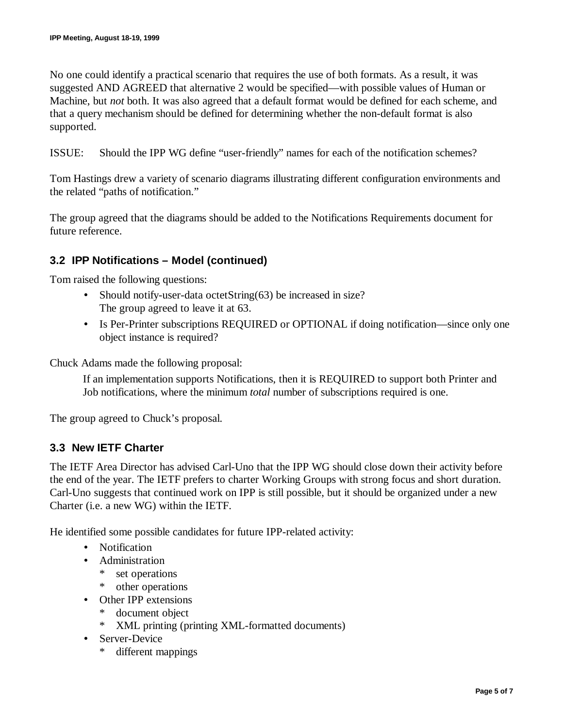No one could identify a practical scenario that requires the use of both formats. As a result, it was suggested AND AGREED that alternative 2 would be specified—with possible values of Human or Machine, but *not* both. It was also agreed that a default format would be defined for each scheme, and that a query mechanism should be defined for determining whether the non-default format is also supported.

ISSUE: Should the IPP WG define "user-friendly" names for each of the notification schemes?

Tom Hastings drew a variety of scenario diagrams illustrating different configuration environments and the related "paths of notification."

The group agreed that the diagrams should be added to the Notifications Requirements document for future reference.

### 3.2 IPP Notifications – Model (continued)

Tom raised the following questions:

- Should notify-user-data octetString(63) be increased in size?
  The group agreed to leave it at 63.
- Is Per-Printer subscriptions REQUIRED or OPTIONAL if doing notification—since only one object instance is required?

Chuck Adams made the following proposal:

> If an implementation supports Notifications, then it is REQUIRED to support both Printer and Job notifications, where the minimum *total* number of subscriptions required is one.

The group agreed to Chuck's proposal.

### 3.3 New IETF Charter

The IETF Area Director has advised Carl-Uno that the IPP WG should close down their activity before the end of the year. The IETF prefers to charter Working Groups with strong focus and short duration. Carl-Uno suggests that continued work on IPP is still possible, but it should be organized under a new Charter (i.e. a new WG) within the IETF.

He identified some possible candidates for future IPP-related activity:

- Notification
- Administration
  - set operations
  - other operations
- Other IPP extensions
  - document object
  - XML printing (printing XML-formatted documents)
- Server-Device
  - different mappings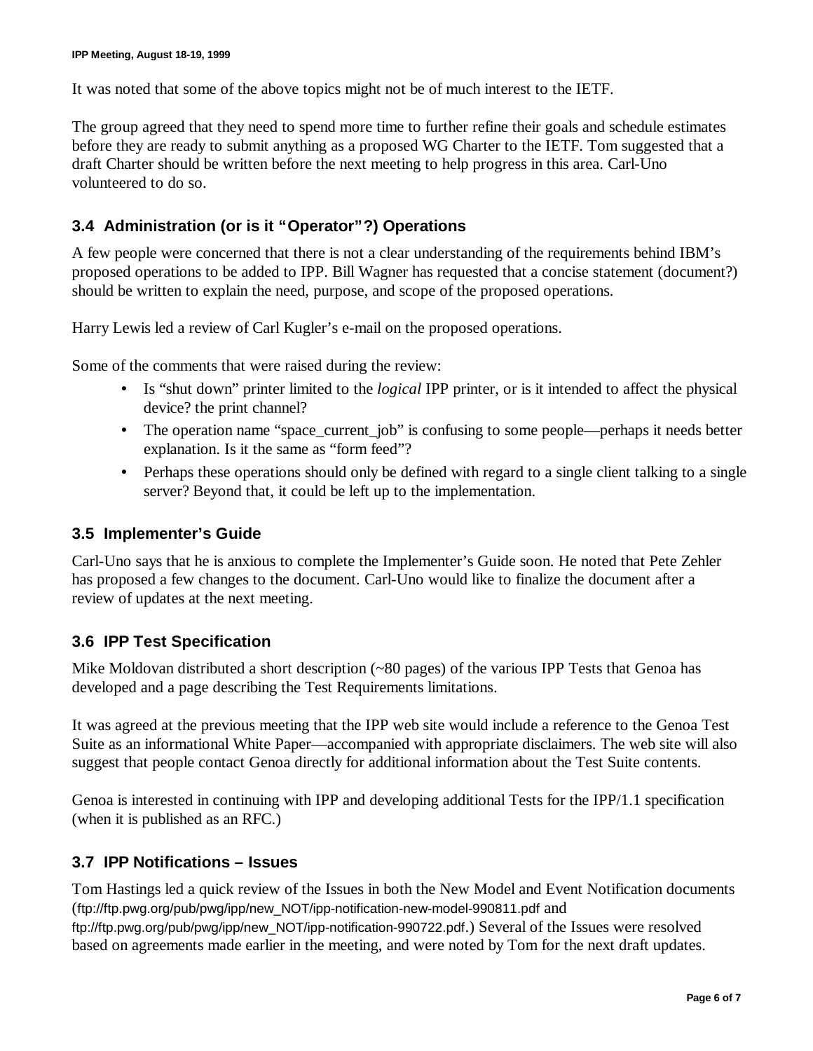It was noted that some of the above topics might not be of much interest to the IETF.

The group agreed that they need to spend more time to further refine their goals and schedule estimates before they are ready to submit anything as a proposed WG Charter to the IETF. Tom suggested that a draft Charter should be written before the next meeting to help progress in this area. Carl-Uno volunteered to do so.

### 3.4 Administration (or is it "Operator"?) Operations

A few people were concerned that there is not a clear understanding of the requirements behind IBM's proposed operations to be added to IPP. Bill Wagner has requested that a concise statement (document?) should be written to explain the need, purpose, and scope of the proposed operations.

Harry Lewis led a review of Carl Kugler's e-mail on the proposed operations.

Some of the comments that were raised during the review:

- Is "shut down" printer limited to the *logical* IPP printer, or is it intended to affect the physical device? the print channel?
- The operation name "space_current_job" is confusing to some people—perhaps it needs better explanation. Is it the same as "form feed"?
- Perhaps these operations should only be defined with regard to a single client talking to a single server? Beyond that, it could be left up to the implementation.

### 3.5 Implementer's Guide

Carl-Uno says that he is anxious to complete the Implementer's Guide soon. He noted that Pete Zehler has proposed a few changes to the document. Carl-Uno would like to finalize the document after a review of updates at the next meeting.

### 3.6 IPP Test Specification

Mike Moldovan distributed a short description (~80 pages) of the various IPP Tests that Genoa has developed and a page describing the Test Requirements limitations.

It was agreed at the previous meeting that the IPP web site would include a reference to the Genoa Test Suite as an informational White Paper—accompanied with appropriate disclaimers. The web site will also suggest that people contact Genoa directly for additional information about the Test Suite contents.

Genoa is interested in continuing with IPP and developing additional Tests for the IPP/1.1 specification (when it is published as an RFC.)

### 3.7 IPP Notifications – Issues

Tom Hastings led a quick review of the Issues in both the New Model and Event Notification documents (ftp://ftp.pwg.org/pub/pwg/ipp/new_NOT/ipp-notification-new-model-990811.pdf and ftp://ftp.pwg.org/pub/pwg/ipp/new_NOT/ipp-notification-990722.pdf.) Several of the Issues were resolved based on agreements made earlier in the meeting, and were noted by Tom for the next draft updates.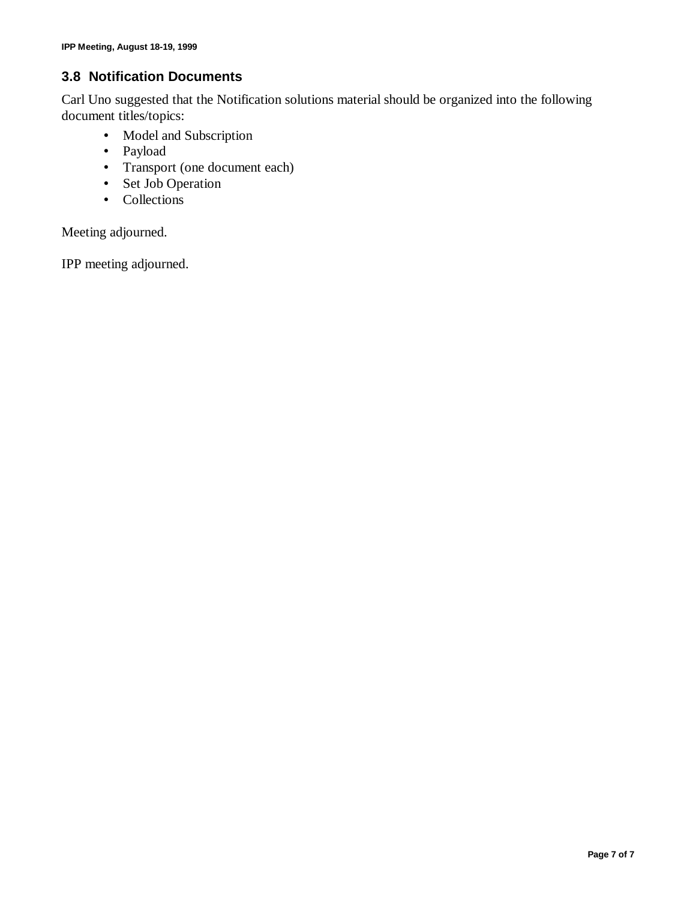## 3.8 Notification Documents

Carl Uno suggested that the Notification solutions material should be organized into the following document titles/topics:

- Model and Subscription
- Payload
- Transport (one document each)
- Set Job Operation
- Collections

Meeting adjourned.

IPP meeting adjourned.